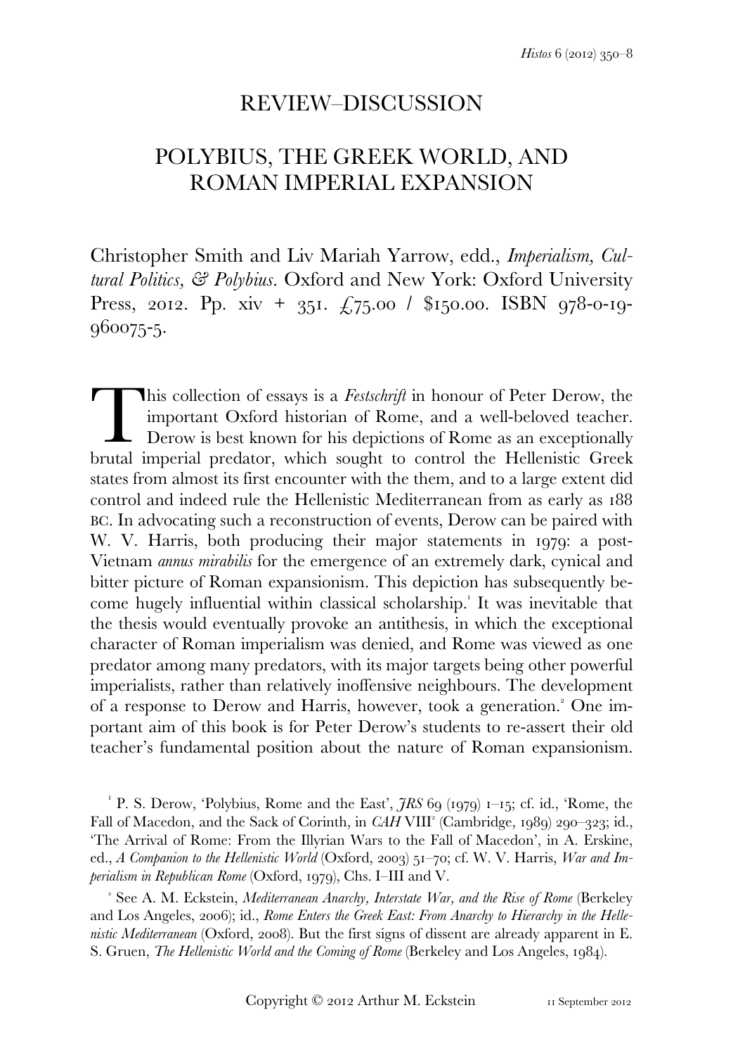# REVIEW–DISCUSSION

# POLYBIUS, THE GREEK WORLD, AND ROMAN IMPERIAL EXPANSION

Christopher Smith and Liv Mariah Yarrow, edd., *Imperialism, Cultural Politics, & Polybius*. Oxford and New York: Oxford University Press, 2012. Pp. xiv + 351. £75.00 / $150.00. ISBN 978-0-19-960075-5.

This collection of essays is a *Festschrift* in honour of Peter Derow, the important Oxford historian of Rome, and a well-beloved teacher. Derow is best known for his depictions of Rome as an exceptionally brutal imperial predator, which sought to control the Hellenistic Greek states from almost its first encounter with the them, and to a large extent did control and indeed rule the Hellenistic Mediterranean from as early as 188 BC. In advocating such a reconstruction of events, Derow can be paired with W. V. Harris, both producing their major statements in 1979: a post-Vietnam *annus mirabilis* for the emergence of an extremely dark, cynical and bitter picture of Roman expansionism. This depiction has subsequently become hugely influential within classical scholarship.[1] It was inevitable that the thesis would eventually provoke an antithesis, in which the exceptional character of Roman imperialism was denied, and Rome was viewed as one predator among many predators, with its major targets being other powerful imperialists, rather than relatively inoffensive neighbours. The development of a response to Derow and Harris, however, took a generation.[2] One important aim of this book is for Peter Derow's students to re-assert their old teacher's fundamental position about the nature of Roman expansionism.

[1] P. S. Derow, 'Polybius, Rome and the East', *JRS* 69 (1979) 1–15; cf. id., 'Rome, the Fall of Macedon, and the Sack of Corinth, in *CAH* VIII[2] (Cambridge, 1989) 290–323; id., 'The Arrival of Rome: From the Illyrian Wars to the Fall of Macedon', in A. Erskine, ed., *A Companion to the Hellenistic World* (Oxford, 2003) 51–70; cf. W. V. Harris, *War and Imperialism in Republican Rome* (Oxford, 1979), Chs. I–III and V.

[2] See A. M. Eckstein, *Mediterranean Anarchy, Interstate War, and the Rise of Rome* (Berkeley and Los Angeles, 2006); id., *Rome Enters the Greek East: From Anarchy to Hierarchy in the Hellenistic Mediterranean* (Oxford, 2008). But the first signs of dissent are already apparent in E. S. Gruen, *The Hellenistic World and the Coming of Rome* (Berkeley and Los Angeles, 1984).

Copyright © 2012 Arthur M. Eckstein 11 September 2012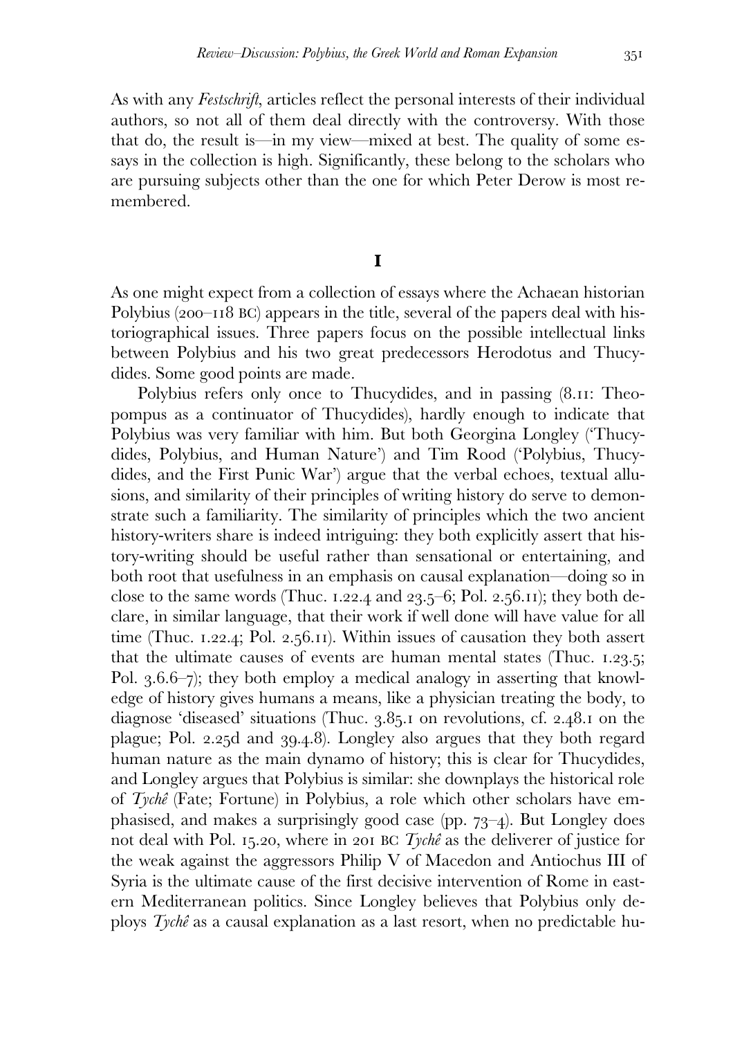As with any *Festschrift*, articles reflect the personal interests of their individual authors, so not all of them deal directly with the controversy. With those that do, the result is—in my view—mixed at best. The quality of some essays in the collection is high. Significantly, these belong to the scholars who are pursuing subjects other than the one for which Peter Derow is most remembered.

## I

As one might expect from a collection of essays where the Achaean historian Polybius (200–118 BC) appears in the title, several of the papers deal with historiographical issues. Three papers focus on the possible intellectual links between Polybius and his two great predecessors Herodotus and Thucydides. Some good points are made.

Polybius refers only once to Thucydides, and in passing (8.11: Theopompus as a continuator of Thucydides), hardly enough to indicate that Polybius was very familiar with him. But both Georgina Longley ('Thucydides, Polybius, and Human Nature') and Tim Rood ('Polybius, Thucydides, and the First Punic War') argue that the verbal echoes, textual allusions, and similarity of their principles of writing history do serve to demonstrate such a familiarity. The similarity of principles which the two ancient history-writers share is indeed intriguing: they both explicitly assert that history-writing should be useful rather than sensational or entertaining, and both root that usefulness in an emphasis on causal explanation—doing so in close to the same words (Thuc. 1.22.4 and 23.5–6; Pol. 2.56.11); they both declare, in similar language, that their work if well done will have value for all time (Thuc. 1.22.4; Pol. 2.56.11). Within issues of causation they both assert that the ultimate causes of events are human mental states (Thuc. 1.23.5; Pol. 3.6.6–7); they both employ a medical analogy in asserting that knowledge of history gives humans a means, like a physician treating the body, to diagnose 'diseased' situations (Thuc. 3.85.1 on revolutions, cf. 2.48.1 on the plague; Pol. 2.25d and 39.4.8). Longley also argues that they both regard human nature as the main dynamo of history; this is clear for Thucydides, and Longley argues that Polybius is similar: she downplays the historical role of *Tychê* (Fate; Fortune) in Polybius, a role which other scholars have emphasised, and makes a surprisingly good case (pp. 73–4). But Longley does not deal with Pol. 15.20, where in 201 BC *Tychê* as the deliverer of justice for the weak against the aggressors Philip V of Macedon and Antiochus III of Syria is the ultimate cause of the first decisive intervention of Rome in eastern Mediterranean politics. Since Longley believes that Polybius only deploys *Tychê* as a causal explanation as a last resort, when no predictable hu-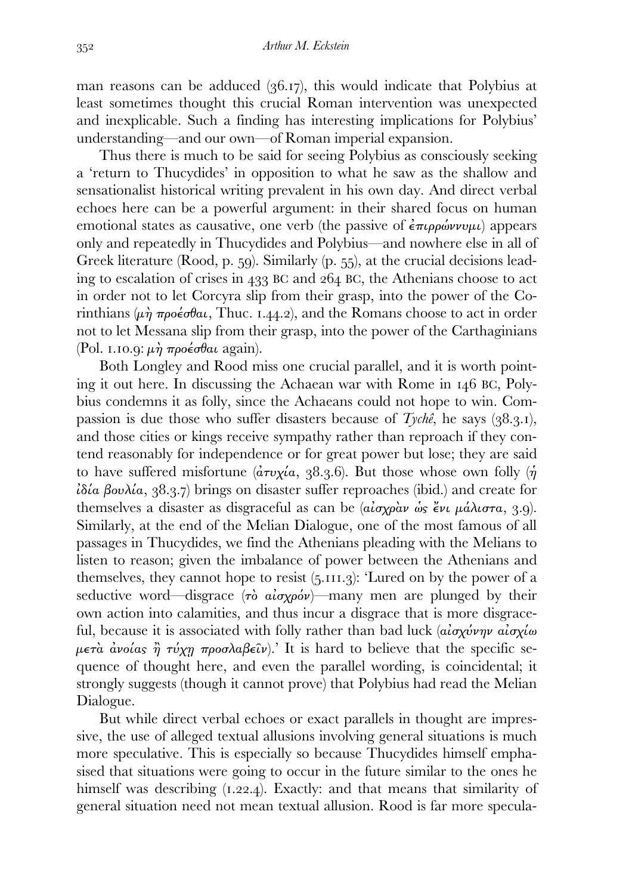man reasons can be adduced (36.17), this would indicate that Polybius at least sometimes thought this crucial Roman intervention was unexpected and inexplicable. Such a finding has interesting implications for Polybius' understanding—and our own—of Roman imperial expansion.

Thus there is much to be said for seeing Polybius as consciously seeking a 'return to Thucydides' in opposition to what he saw as the shallow and sensationalist historical writing prevalent in his own day. And direct verbal echoes here can be a powerful argument: in their shared focus on human emotional states as causative, one verb (the passive of ἐπιρρώννυμι) appears only and repeatedly in Thucydides and Polybius—and nowhere else in all of Greek literature (Rood, p. 59). Similarly (p. 55), at the crucial decisions leading to escalation of crises in 433 BC and 264 BC, the Athenians choose to act in order not to let Corcyra slip from their grasp, into the power of the Corinthians (μὴ προέσθαι, Thuc. 1.44.2), and the Romans choose to act in order not to let Messana slip from their grasp, into the power of the Carthaginians (Pol. 1.10.9: μὴ προέσθαι again).

Both Longley and Rood miss one crucial parallel, and it is worth pointing it out here. In discussing the Achaean war with Rome in 146 BC, Polybius condemns it as folly, since the Achaeans could not hope to win. Compassion is due those who suffer disasters because of *Tychê*, he says (38.3.1), and those cities or kings receive sympathy rather than reproach if they contend reasonably for independence or for great power but lose; they are said to have suffered misfortune (ἀτυχία, 38.3.6). But those whose own folly (ἡ ἰδία βουλία, 38.3.7) brings on disaster suffer reproaches (ibid.) and create for themselves a disaster as disgraceful as can be (αἰσχρὰν ὡς ἔνι μάλιστα, 3.9). Similarly, at the end of the Melian Dialogue, one of the most famous of all passages in Thucydides, we find the Athenians pleading with the Melians to listen to reason; given the imbalance of power between the Athenians and themselves, they cannot hope to resist (5.111.3): 'Lured on by the power of a seductive word—disgrace (τὸ αἰσχρόν)—many men are plunged by their own action into calamities, and thus incur a disgrace that is more disgraceful, because it is associated with folly rather than bad luck (αἰσχύνην αἰσχίω μετὰ ἀνοίας ἢ τύχῃ προσλαβεῖν).' It is hard to believe that the specific sequence of thought here, and even the parallel wording, is coincidental; it strongly suggests (though it cannot prove) that Polybius had read the Melian Dialogue.

But while direct verbal echoes or exact parallels in thought are impressive, the use of alleged textual allusions involving general situations is much more speculative. This is especially so because Thucydides himself emphasised that situations were going to occur in the future similar to the ones he himself was describing (1.22.4). Exactly: and that means that similarity of general situation need not mean textual allusion. Rood is far more specula-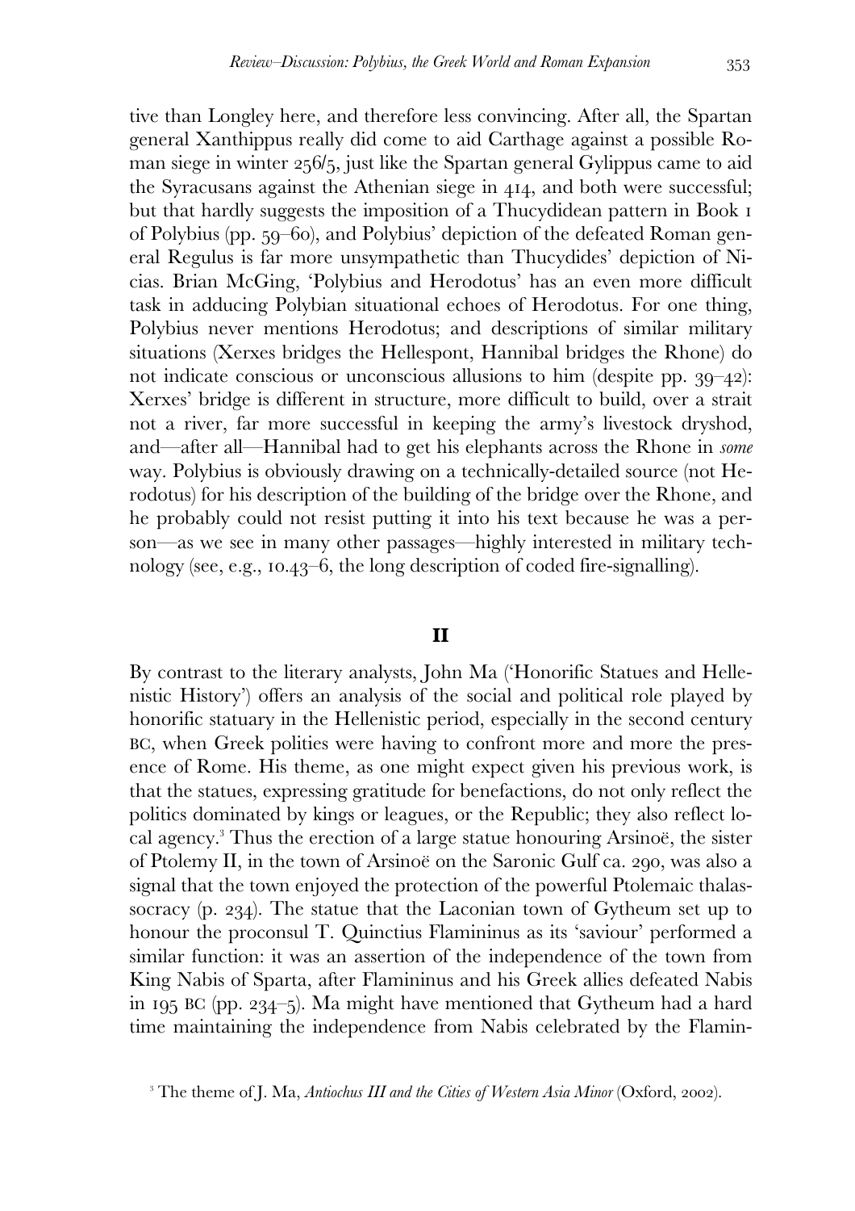tive than Longley here, and therefore less convincing. After all, the Spartan general Xanthippus really did come to aid Carthage against a possible Roman siege in winter 256/5, just like the Spartan general Gylippus came to aid the Syracusans against the Athenian siege in 414, and both were successful; but that hardly suggests the imposition of a Thucydidean pattern in Book 1 of Polybius (pp. 59–60), and Polybius' depiction of the defeated Roman general Regulus is far more unsympathetic than Thucydides' depiction of Nicias. Brian McGing, 'Polybius and Herodotus' has an even more difficult task in adducing Polybian situational echoes of Herodotus. For one thing, Polybius never mentions Herodotus; and descriptions of similar military situations (Xerxes bridges the Hellespont, Hannibal bridges the Rhone) do not indicate conscious or unconscious allusions to him (despite pp. 39–42): Xerxes' bridge is different in structure, more difficult to build, over a strait not a river, far more successful in keeping the army's livestock dryshod, and—after all—Hannibal had to get his elephants across the Rhone in *some* way. Polybius is obviously drawing on a technically-detailed source (not Herodotus) for his description of the building of the bridge over the Rhone, and he probably could not resist putting it into his text because he was a person—as we see in many other passages—highly interested in military technology (see, e.g., 10.43–6, the long description of coded fire-signalling).

## II

By contrast to the literary analysts, John Ma ('Honorific Statues and Hellenistic History') offers an analysis of the social and political role played by honorific statuary in the Hellenistic period, especially in the second century BC, when Greek polities were having to confront more and more the presence of Rome. His theme, as one might expect given his previous work, is that the statues, expressing gratitude for benefactions, do not only reflect the politics dominated by kings or leagues, or the Republic; they also reflect local agency.[3] Thus the erection of a large statue honouring Arsinoë, the sister of Ptolemy II, in the town of Arsinoë on the Saronic Gulf ca. 290, was also a signal that the town enjoyed the protection of the powerful Ptolemaic thalassocracy (p. 234). The statue that the Laconian town of Gytheum set up to honour the proconsul T. Quinctius Flamininus as its 'saviour' performed a similar function: it was an assertion of the independence of the town from King Nabis of Sparta, after Flamininus and his Greek allies defeated Nabis in 195 BC (pp. 234–5). Ma might have mentioned that Gytheum had a hard time maintaining the independence from Nabis celebrated by the Flamin-

[3] The theme of J. Ma, *Antiochus III and the Cities of Western Asia Minor* (Oxford, 2002).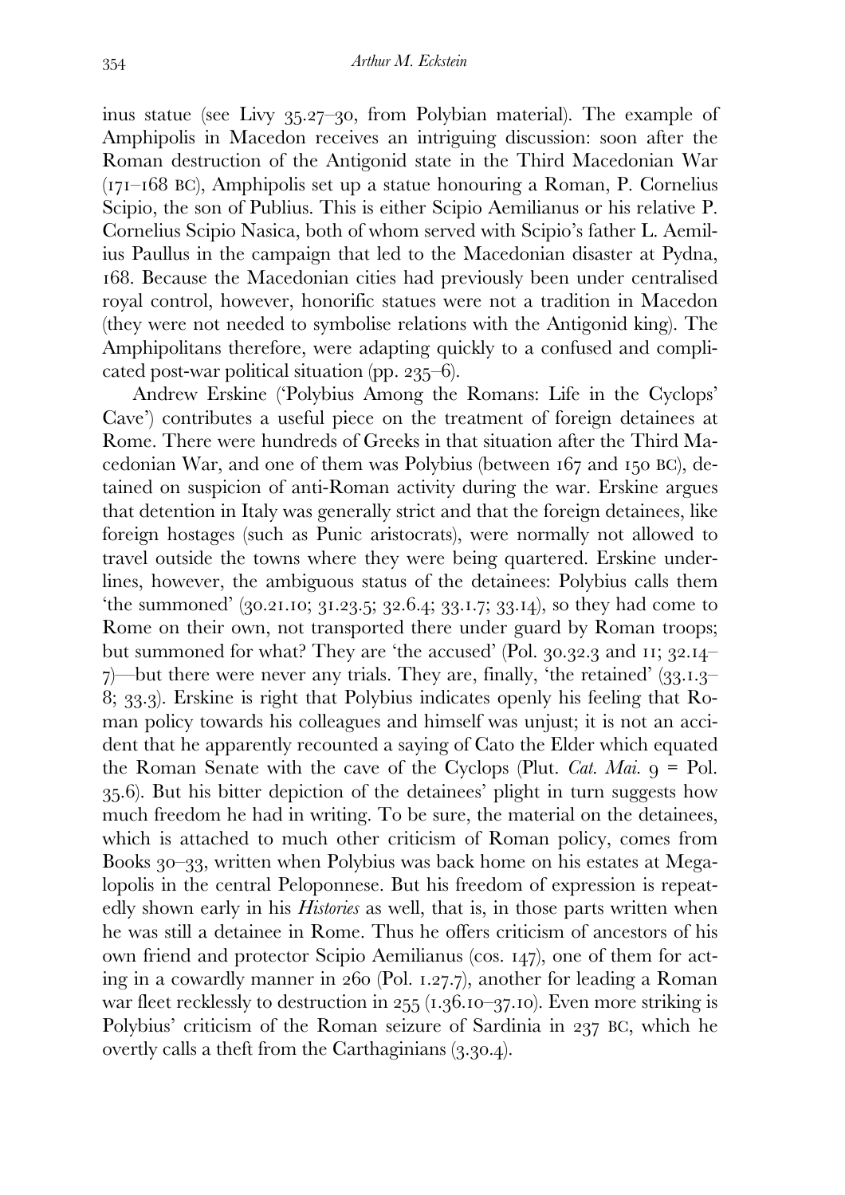inus statue (see Livy 35.27–30, from Polybian material). The example of Amphipolis in Macedon receives an intriguing discussion: soon after the Roman destruction of the Antigonid state in the Third Macedonian War (171–168 BC), Amphipolis set up a statue honouring a Roman, P. Cornelius Scipio, the son of Publius. This is either Scipio Aemilianus or his relative P. Cornelius Scipio Nasica, both of whom served with Scipio's father L. Aemilius Paullus in the campaign that led to the Macedonian disaster at Pydna, 168. Because the Macedonian cities had previously been under centralised royal control, however, honorific statues were not a tradition in Macedon (they were not needed to symbolise relations with the Antigonid king). The Amphipolitans therefore, were adapting quickly to a confused and complicated post-war political situation (pp. 235–6).

Andrew Erskine ('Polybius Among the Romans: Life in the Cyclops' Cave') contributes a useful piece on the treatment of foreign detainees at Rome. There were hundreds of Greeks in that situation after the Third Macedonian War, and one of them was Polybius (between 167 and 150 BC), detained on suspicion of anti-Roman activity during the war. Erskine argues that detention in Italy was generally strict and that the foreign detainees, like foreign hostages (such as Punic aristocrats), were normally not allowed to travel outside the towns where they were being quartered. Erskine underlines, however, the ambiguous status of the detainees: Polybius calls them 'the summoned' (30.21.10; 31.23.5; 32.6.4; 33.1.7; 33.14), so they had come to Rome on their own, not transported there under guard by Roman troops; but summoned for what? They are 'the accused' (Pol. 30.32.3 and 11; 32.14–7)—but there were never any trials. They are, finally, 'the retained' (33.1.3–8; 33.3). Erskine is right that Polybius indicates openly his feeling that Roman policy towards his colleagues and himself was unjust; it is not an accident that he apparently recounted a saying of Cato the Elder which equated the Roman Senate with the cave of the Cyclops (Plut. *Cat. Mai.* 9 = Pol. 35.6). But his bitter depiction of the detainees' plight in turn suggests how much freedom he had in writing. To be sure, the material on the detainees, which is attached to much other criticism of Roman policy, comes from Books 30–33, written when Polybius was back home on his estates at Megalopolis in the central Peloponnese. But his freedom of expression is repeatedly shown early in his *Histories* as well, that is, in those parts written when he was still a detainee in Rome. Thus he offers criticism of ancestors of his own friend and protector Scipio Aemilianus (cos. 147), one of them for acting in a cowardly manner in 260 (Pol. 1.27.7), another for leading a Roman war fleet recklessly to destruction in 255 (1.36.10–37.10). Even more striking is Polybius' criticism of the Roman seizure of Sardinia in 237 BC, which he overtly calls a theft from the Carthaginians (3.30.4).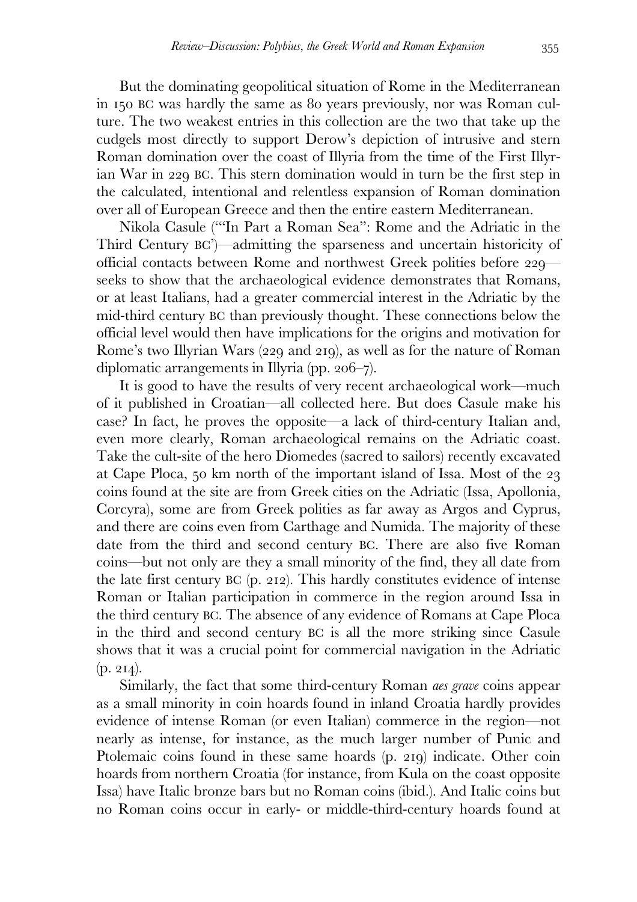But the dominating geopolitical situation of Rome in the Mediterranean in 150 BC was hardly the same as 80 years previously, nor was Roman culture. The two weakest entries in this collection are the two that take up the cudgels most directly to support Derow's depiction of intrusive and stern Roman domination over the coast of Illyria from the time of the First Illyrian War in 229 BC. This stern domination would in turn be the first step in the calculated, intentional and relentless expansion of Roman domination over all of European Greece and then the entire eastern Mediterranean.

Nikola Casule ('"In Part a Roman Sea": Rome and the Adriatic in the Third Century BC')—admitting the sparseness and uncertain historicity of official contacts between Rome and northwest Greek polities before 229—seeks to show that the archaeological evidence demonstrates that Romans, or at least Italians, had a greater commercial interest in the Adriatic by the mid-third century BC than previously thought. These connections below the official level would then have implications for the origins and motivation for Rome's two Illyrian Wars (229 and 219), as well as for the nature of Roman diplomatic arrangements in Illyria (pp. 206–7).

It is good to have the results of very recent archaeological work—much of it published in Croatian—all collected here. But does Casule make his case? In fact, he proves the opposite—a lack of third-century Italian and, even more clearly, Roman archaeological remains on the Adriatic coast. Take the cult-site of the hero Diomedes (sacred to sailors) recently excavated at Cape Ploca, 50 km north of the important island of Issa. Most of the 23 coins found at the site are from Greek cities on the Adriatic (Issa, Apollonia, Corcyra), some are from Greek polities as far away as Argos and Cyprus, and there are coins even from Carthage and Numida. The majority of these date from the third and second century BC. There are also five Roman coins—but not only are they a small minority of the find, they all date from the late first century BC (p. 212). This hardly constitutes evidence of intense Roman or Italian participation in commerce in the region around Issa in the third century BC. The absence of any evidence of Romans at Cape Ploca in the third and second century BC is all the more striking since Casule shows that it was a crucial point for commercial navigation in the Adriatic (p. 214).

Similarly, the fact that some third-century Roman *aes grave* coins appear as a small minority in coin hoards found in inland Croatia hardly provides evidence of intense Roman (or even Italian) commerce in the region—not nearly as intense, for instance, as the much larger number of Punic and Ptolemaic coins found in these same hoards (p. 219) indicate. Other coin hoards from northern Croatia (for instance, from Kula on the coast opposite Issa) have Italic bronze bars but no Roman coins (ibid.). And Italic coins but no Roman coins occur in early- or middle-third-century hoards found at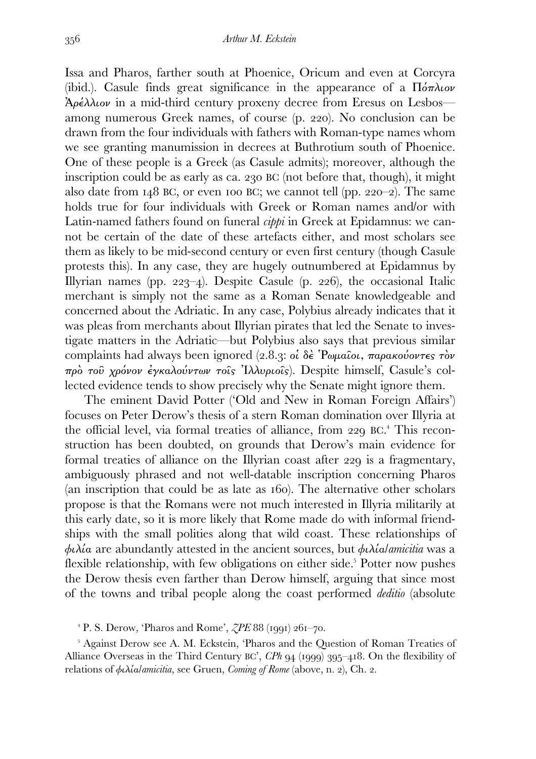Issa and Pharos, farther south at Phoenice, Oricum and even at Corcyra (ibid.). Casule finds great significance in the appearance of a Πόπλιον Ἀρέλλιον in a mid-third century proxeny decree from Eresus on Lesbos—among numerous Greek names, of course (p. 220). No conclusion can be drawn from the four individuals with fathers with Roman-type names whom we see granting manumission in decrees at Buthrotium south of Phoenice. One of these people is a Greek (as Casule admits); moreover, although the inscription could be as early as ca. 230 BC (not before that, though), it might also date from 148 BC, or even 100 BC; we cannot tell (pp. 220–2). The same holds true for four individuals with Greek or Roman names and/or with Latin-named fathers found on funeral *cippi* in Greek at Epidamnus: we cannot be certain of the date of these artefacts either, and most scholars see them as likely to be mid-second century or even first century (though Casule protests this). In any case, they are hugely outnumbered at Epidamnus by Illyrian names (pp. 223–4). Despite Casule (p. 226), the occasional Italic merchant is simply not the same as a Roman Senate knowledgeable and concerned about the Adriatic. In any case, Polybius already indicates that it was pleas from merchants about Illyrian pirates that led the Senate to investigate matters in the Adriatic—but Polybius also says that previous similar complaints had always been ignored (2.8.3: *οἱ δὲ Ῥωμαῖοι, παρακούοντες τὸν πρὸ τοῦ χρόνον ἐγκαλούντων τοῖς Ἰλλυριοῖς*). Despite himself, Casule's collected evidence tends to show precisely why the Senate might ignore them.

The eminent David Potter ('Old and New in Roman Foreign Affairs') focuses on Peter Derow's thesis of a stern Roman domination over Illyria at the official level, via formal treaties of alliance, from 229 BC.[4] This reconstruction has been doubted, on grounds that Derow's main evidence for formal treaties of alliance on the Illyrian coast after 229 is a fragmentary, ambiguously phrased and not well-datable inscription concerning Pharos (an inscription that could be as late as 160). The alternative other scholars propose is that the Romans were not much interested in Illyria militarily at this early date, so it is more likely that Rome made do with informal friendships with the small polities along that wild coast. These relationships of *φιλία* are abundantly attested in the ancient sources, but *φιλία*/*amicitia* was a flexible relationship, with few obligations on either side.[5] Potter now pushes the Derow thesis even farther than Derow himself, arguing that since most of the towns and tribal people along the coast performed *deditio* (absolute

[4] P. S. Derow, 'Pharos and Rome', *ZPE* 88 (1991) 261–70.

[5] Against Derow see A. M. Eckstein, 'Pharos and the Question of Roman Treaties of Alliance Overseas in the Third Century BC', *CPh* 94 (1999) 395–418. On the flexibility of relations of *φιλία*/*amicitia*, see Gruen, *Coming of Rome* (above, n. 2), Ch. 2.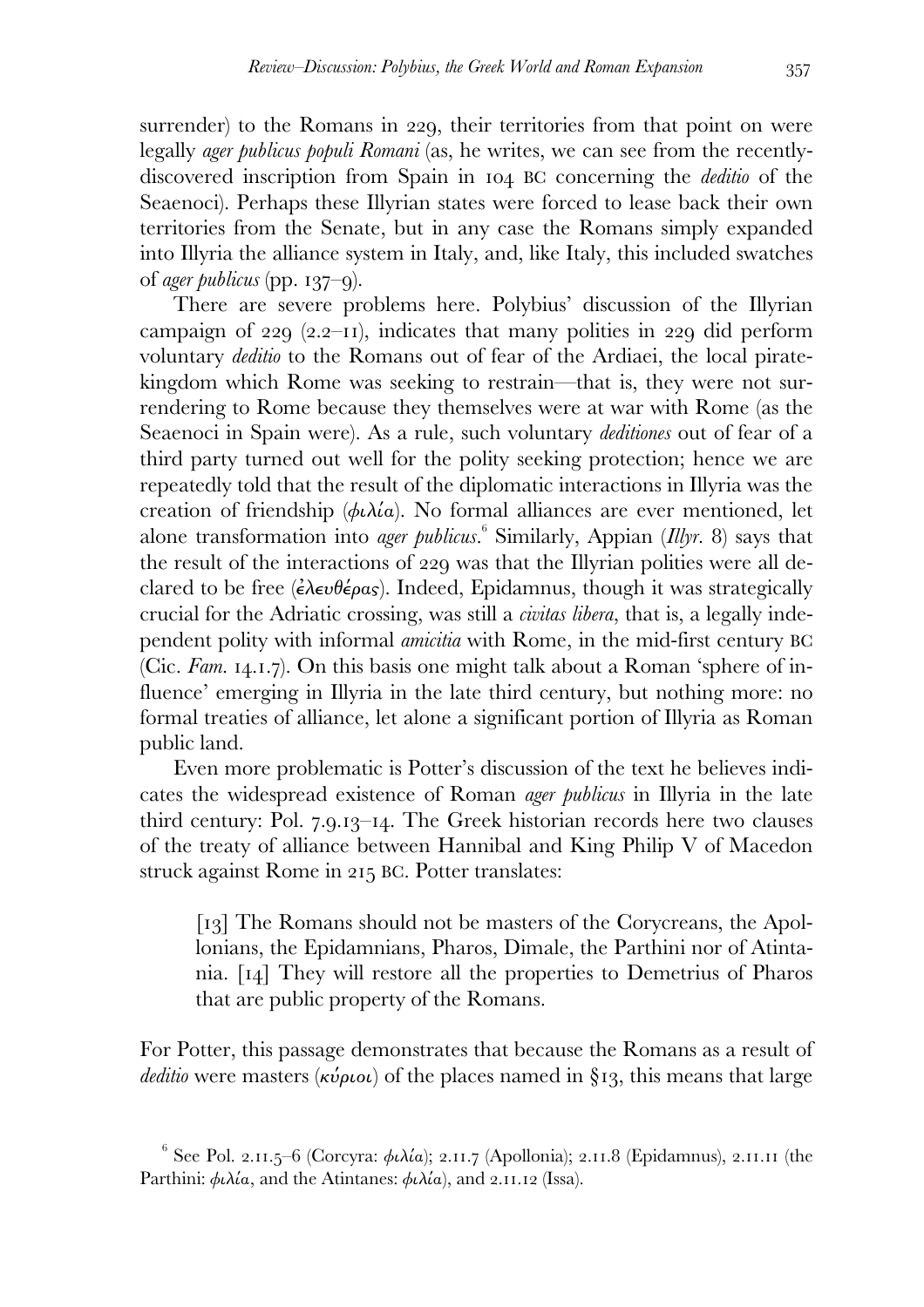surrender) to the Romans in 229, their territories from that point on were legally *ager publicus populi Romani* (as, he writes, we can see from the recently-discovered inscription from Spain in 104 BC concerning the *deditio* of the Seaenoci). Perhaps these Illyrian states were forced to lease back their own territories from the Senate, but in any case the Romans simply expanded into Illyria the alliance system in Italy, and, like Italy, this included swatches of *ager publicus* (pp. 137–9).

There are severe problems here. Polybius' discussion of the Illyrian campaign of 229 (2.2–11), indicates that many polities in 229 did perform voluntary *deditio* to the Romans out of fear of the Ardiaei, the local pirate-kingdom which Rome was seeking to restrain—that is, they were not surrendering to Rome because they themselves were at war with Rome (as the Seaenoci in Spain were). As a rule, such voluntary *deditiones* out of fear of a third party turned out well for the polity seeking protection; hence we are repeatedly told that the result of the diplomatic interactions in Illyria was the creation of friendship (φιλία). No formal alliances are ever mentioned, let alone transformation into *ager publicus*.[6] Similarly, Appian (*Illyr*. 8) says that the result of the interactions of 229 was that the Illyrian polities were all declared to be free (ἐλευθέρας). Indeed, Epidamnus, though it was strategically crucial for the Adriatic crossing, was still a *civitas libera*, that is, a legally independent polity with informal *amicitia* with Rome, in the mid-first century BC (Cic. *Fam*. 14.1.7). On this basis one might talk about a Roman 'sphere of influence' emerging in Illyria in the late third century, but nothing more: no formal treaties of alliance, let alone a significant portion of Illyria as Roman public land.

Even more problematic is Potter's discussion of the text he believes indicates the widespread existence of Roman *ager publicus* in Illyria in the late third century: Pol. 7.9.13–14. The Greek historian records here two clauses of the treaty of alliance between Hannibal and King Philip V of Macedon struck against Rome in 215 BC. Potter translates:

> [13] The Romans should not be masters of the Corycreans, the Apollonians, the Epidamnians, Pharos, Dimale, the Parthini nor of Atintania. [14] They will restore all the properties to Demetrius of Pharos that are public property of the Romans.

For Potter, this passage demonstrates that because the Romans as a result of *deditio* were masters (κύριοι) of the places named in §13, this means that large

[6] See Pol. 2.11.5–6 (Corcyra: φιλία); 2.11.7 (Apollonia); 2.11.8 (Epidamnus), 2.11.11 (the Parthini: φιλία, and the Atintanes: φιλία), and 2.11.12 (Issa).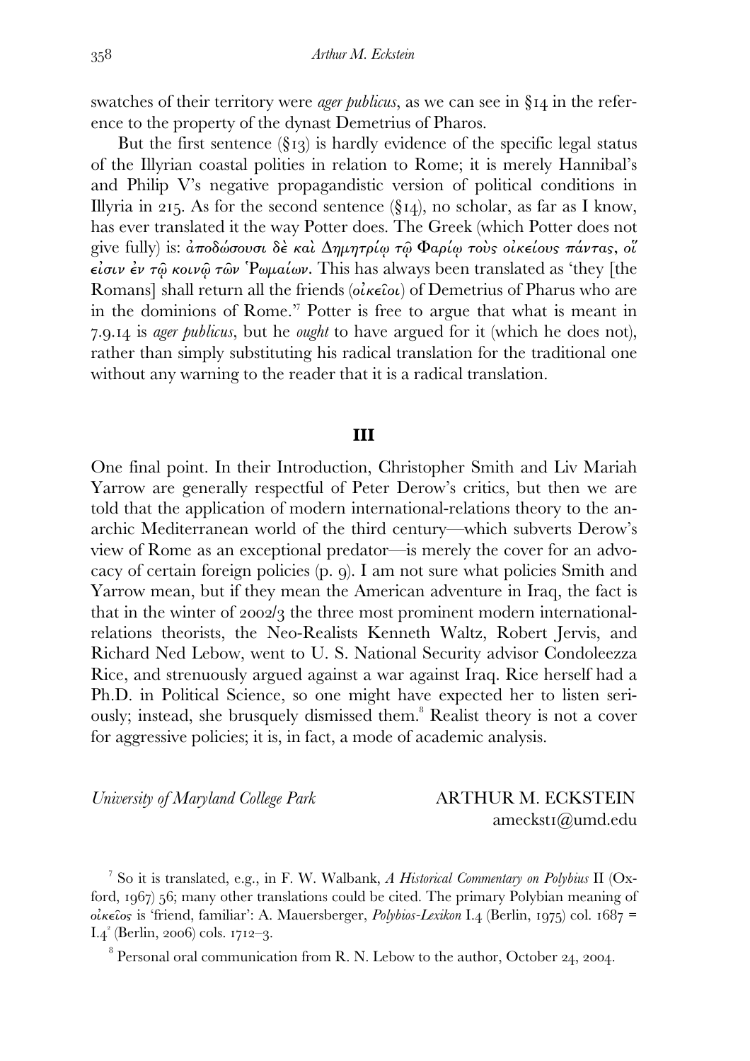swatches of their territory were *ager publicus*, as we can see in §14 in the reference to the property of the dynast Demetrius of Pharos.

But the first sentence (§13) is hardly evidence of the specific legal status of the Illyrian coastal polities in relation to Rome; it is merely Hannibal's and Philip V's negative propagandistic version of political conditions in Illyria in 215. As for the second sentence (§14), no scholar, as far as I know, has ever translated it the way Potter does. The Greek (which Potter does not give fully) is: ἀποδώσουσι δὲ καὶ Δημητρίῳ τῷ Φαρίῳ τοὺς οἰκείους πάντας, οἵ εἰσιν ἐν τῷ κοινῷ τῶν Ῥωμαίων. This has always been translated as 'they [the Romans] shall return all the friends (οἰκεῖοι) of Demetrius of Pharus who are in the dominions of Rome.'[7] Potter is free to argue that what is meant in 7.9.14 is *ager publicus*, but he *ought* to have argued for it (which he does not), rather than simply substituting his radical translation for the traditional one without any warning to the reader that it is a radical translation.

## III

One final point. In their Introduction, Christopher Smith and Liv Mariah Yarrow are generally respectful of Peter Derow's critics, but then we are told that the application of modern international-relations theory to the anarchic Mediterranean world of the third century—which subverts Derow's view of Rome as an exceptional predator—is merely the cover for an advocacy of certain foreign policies (p. 9). I am not sure what policies Smith and Yarrow mean, but if they mean the American adventure in Iraq, the fact is that in the winter of 2002/3 the three most prominent modern international-relations theorists, the Neo-Realists Kenneth Waltz, Robert Jervis, and Richard Ned Lebow, went to U. S. National Security advisor Condoleezza Rice, and strenuously argued against a war against Iraq. Rice herself had a Ph.D. in Political Science, so one might have expected her to listen seriously; instead, she brusquely dismissed them.[8] Realist theory is not a cover for aggressive policies; it is, in fact, a mode of academic analysis.

*University of Maryland College Park*

ARTHUR M. ECKSTEIN
ameckst1@umd.edu

[7] So it is translated, e.g., in F. W. Walbank, *A Historical Commentary on Polybius* II (Oxford, 1967) 56; many other translations could be cited. The primary Polybian meaning of οἰκεῖος is 'friend, familiar': A. Mauersberger, *Polybios-Lexikon* I.4 (Berlin, 1975) col. 1687 = I.4[2] (Berlin, 2006) cols. 1712–3.

[8] Personal oral communication from R. N. Lebow to the author, October 24, 2004.